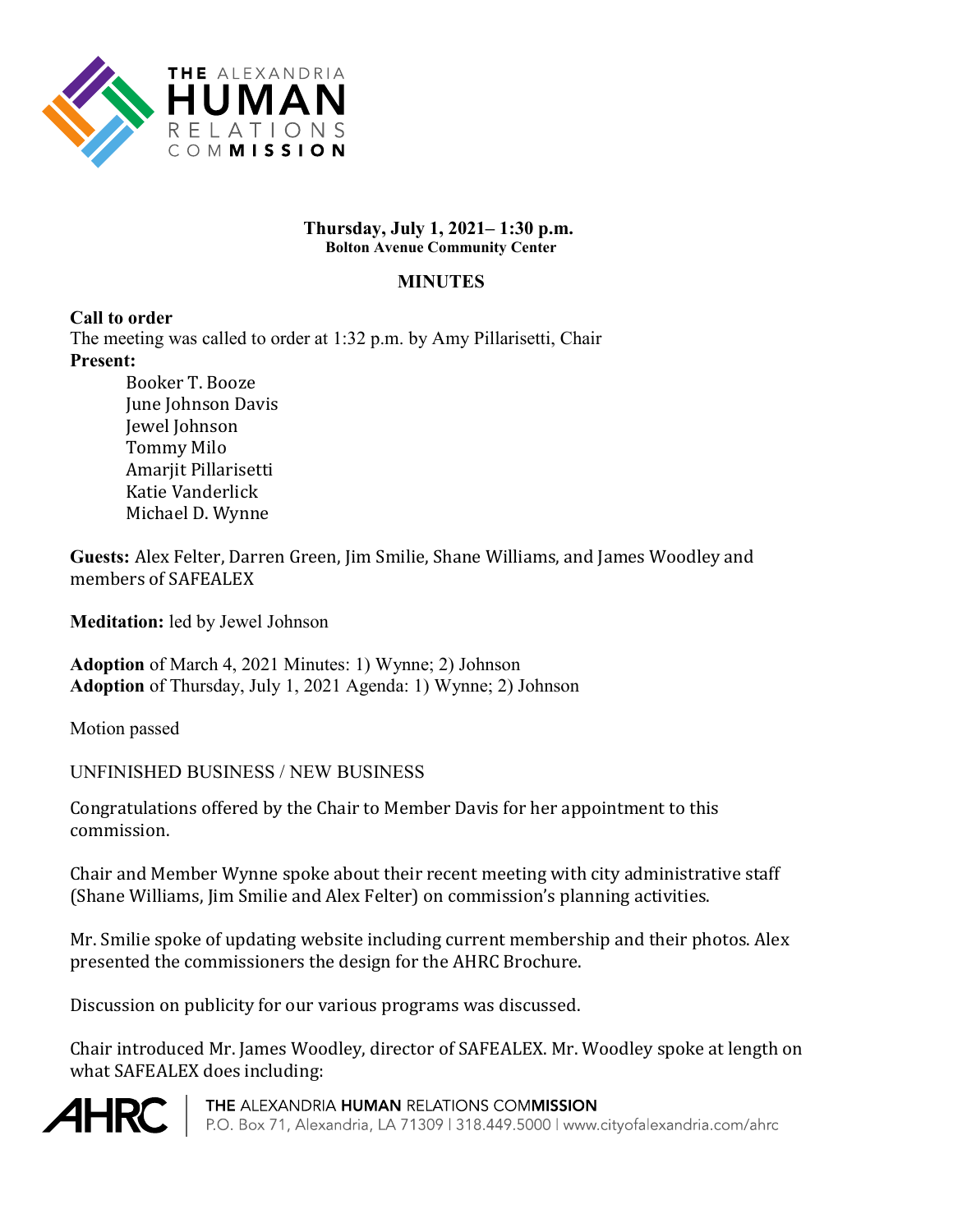**THE ALEXANDRIA HUMAN RELATIONS COMMISSION**

**Thursday, July 1, 2021– 1:30 p.m.**
**Bolton Avenue Community Center**

## MINUTES

**Call to order**
The meeting was called to order at 1:32 p.m. by Amy Pillarisetti, Chair

**Present:**

- Booker T. Booze
- June Johnson Davis
- Jewel Johnson
- Tommy Milo
- Amarjit Pillarisetti
- Katie Vanderlick
- Michael D. Wynne

**Guests:** Alex Felter, Darren Green, Jim Smilie, Shane Williams, and James Woodley and members of SAFEALEX

**Meditation:** led by Jewel Johnson

**Adoption** of March 4, 2021 Minutes: 1) Wynne; 2) Johnson
**Adoption** of Thursday, July 1, 2021 Agenda: 1) Wynne; 2) Johnson

Motion passed

UNFINISHED BUSINESS / NEW BUSINESS

Congratulations offered by the Chair to Member Davis for her appointment to this commission.

Chair and Member Wynne spoke about their recent meeting with city administrative staff (Shane Williams, Jim Smilie and Alex Felter) on commission's planning activities.

Mr. Smilie spoke of updating website including current membership and their photos. Alex presented the commissioners the design for the AHRC Brochure.

Discussion on publicity for our various programs was discussed.

Chair introduced Mr. James Woodley, director of SAFEALEX. Mr. Woodley spoke at length on what SAFEALEX does including: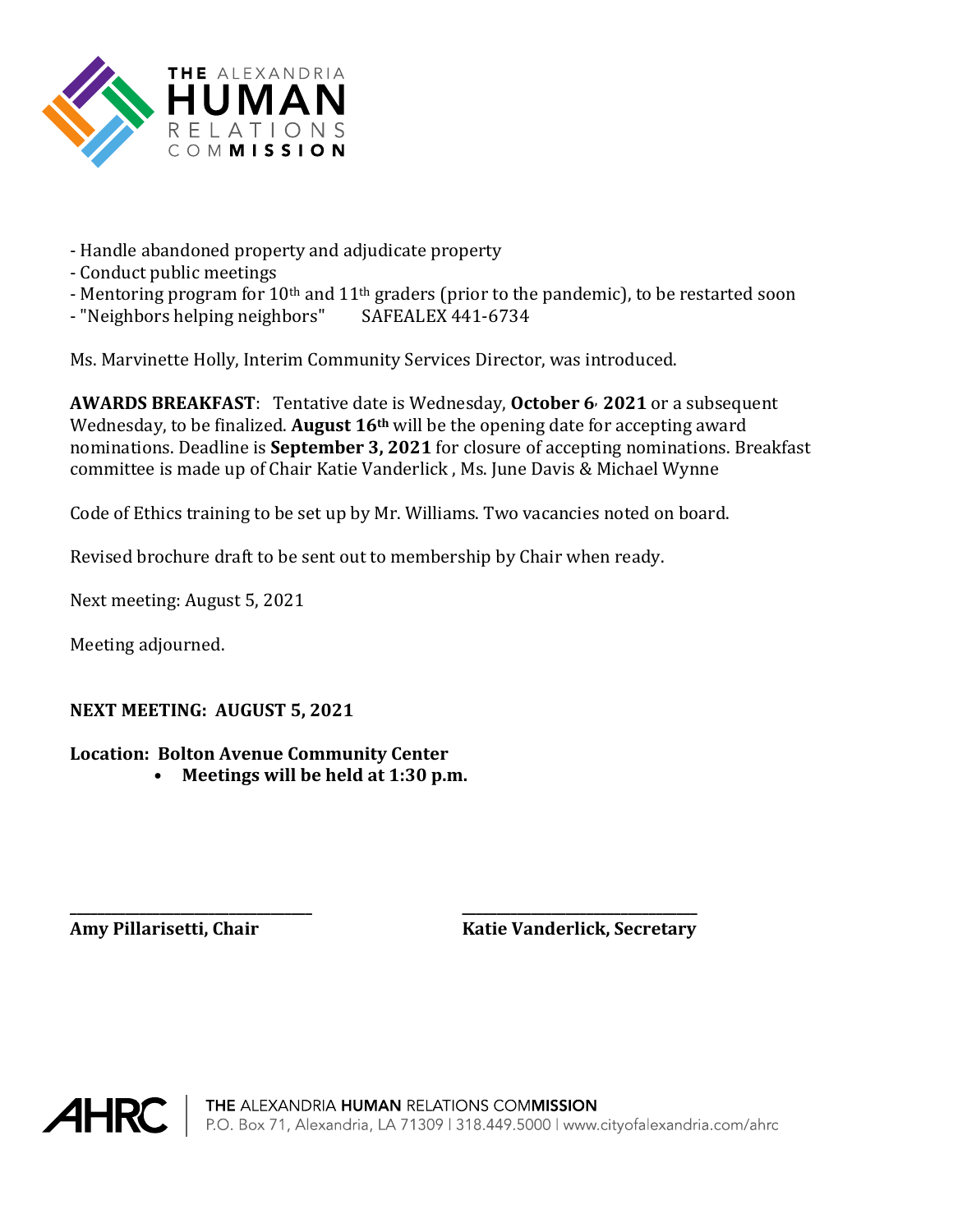- Handle abandoned property and adjudicate property
- Conduct public meetings
- Mentoring program for 10th and 11th graders (prior to the pandemic), to be restarted soon
- "Neighbors helping neighbors"  SAFEALEX 441-6734

Ms. Marvinette Holly, Interim Community Services Director, was introduced.

**AWARDS BREAKFAST**: Tentative date is Wednesday, **October 6, 2021** or a subsequent Wednesday, to be finalized. **August 16th** will be the opening date for accepting award nominations. Deadline is **September 3, 2021** for closure of accepting nominations. Breakfast committee is made up of Chair Katie Vanderlick , Ms. June Davis & Michael Wynne

Code of Ethics training to be set up by Mr. Williams. Two vacancies noted on board.

Revised brochure draft to be sent out to membership by Chair when ready.

Next meeting: August 5, 2021

Meeting adjourned.

**NEXT MEETING: AUGUST 5, 2021**

**Location: Bolton Avenue Community Center**

- **Meetings will be held at 1:30 p.m.**

________________________________  ________________________________

**Amy Pillarisetti, Chair**  **Katie Vanderlick, Secretary**